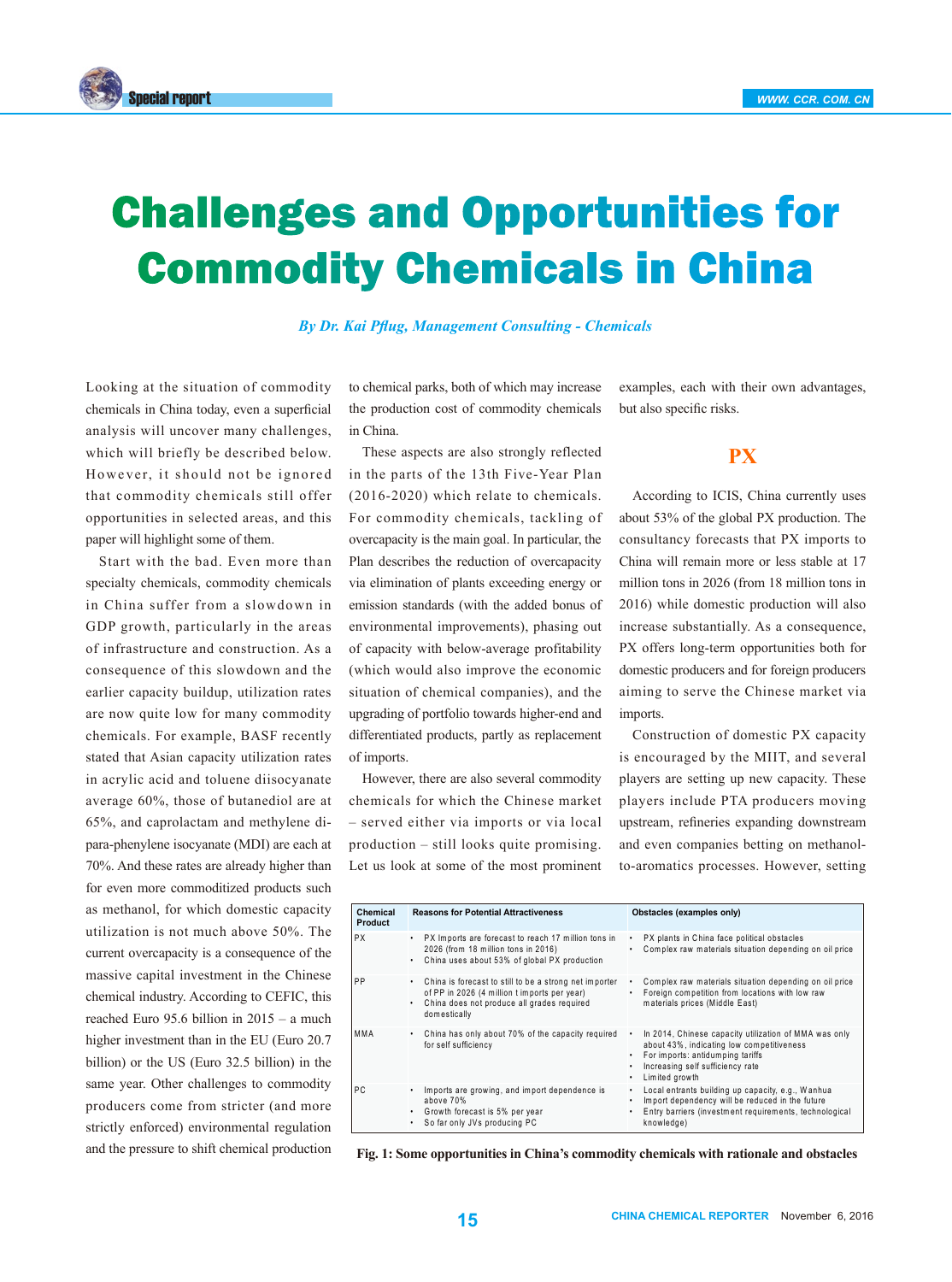# Challenges and Opportunities for Commodity Chemicals in China

*By Dr. Kai Pflug, Management Consulting - Chemicals*

Looking at the situation of commodity chemicals in China today, even a superficial analysis will uncover many challenges, which will briefly be described below. However, it should not be ignored that commodity chemicals still offer opportunities in selected areas, and this paper will highlight some of them.

Start with the bad. Even more than specialty chemicals, commodity chemicals in China suffer from a slowdown in GDP growth, particularly in the areas of infrastructure and construction. As a consequence of this slowdown and the earlier capacity buildup, utilization rates are now quite low for many commodity chemicals. For example, BASF recently stated that Asian capacity utilization rates in acrylic acid and toluene diisocyanate average 60%, those of butanediol are at 65%, and caprolactam and methylene di-para-phenylene isocyanate (MDI) are each at 70%. And these rates are already higher than for even more commoditized products such as methanol, for which domestic capacity utilization is not much above 50%. The current overcapacity is a consequence of the massive capital investment in the Chinese chemical industry. According to CEFIC, this reached Euro 95.6 billion in 2015 – a much higher investment than in the EU (Euro 20.7 billion) or the US (Euro 32.5 billion) in the same year. Other challenges to commodity producers come from stricter (and more strictly enforced) environmental regulation and the pressure to shift chemical production to chemical parks, both of which may increase the production cost of commodity chemicals in China.

These aspects are also strongly reflected in the parts of the 13th Five-Year Plan (2016-2020) which relate to chemicals. For commodity chemicals, tackling of overcapacity is the main goal. In particular, the Plan describes the reduction of overcapacity via elimination of plants exceeding energy or emission standards (with the added bonus of environmental improvements), phasing out of capacity with below-average profitability (which would also improve the economic situation of chemical companies), and the upgrading of portfolio towards higher-end and differentiated products, partly as replacement of imports.

However, there are also several commodity chemicals for which the Chinese market – served either via imports or via local production – still looks quite promising. Let us look at some of the most prominent examples, each with their own advantages, but also specific risks.

## PX

According to ICIS, China currently uses about 53% of the global PX production. The consultancy forecasts that PX imports to China will remain more or less stable at 17 million tons in 2026 (from 18 million tons in 2016) while domestic production will also increase substantially. As a consequence, PX offers long-term opportunities both for domestic producers and for foreign producers aiming to serve the Chinese market via imports.

Construction of domestic PX capacity is encouraged by the MIIT, and several players are setting up new capacity. These players include PTA producers moving upstream, refineries expanding downstream and even companies betting on methanol-to-aromatics processes. However, setting

| Chemical Product | Reasons for Potential Attractiveness | Obstacles (examples only) |
|---|---|---|
| PX | • PX Imports are forecast to reach 17 million tons in 2026 (from 18 million tons in 2016)<br>• China uses about 53% of global PX production | • PX plants in China face political obstacles<br>• Complex raw materials situation depending on oil price |
| PP | • China is forecast to still to be a strong net importer of PP in 2026 (4 million t imports per year)<br>• China does not produce all grades required domestically | • Complex raw materials situation depending on oil price<br>• Foreign competition from locations with low raw materials prices (Middle East) |
| MMA | • China has only about 70% of the capacity required for self sufficiency | • In 2014, Chinese capacity utilization of MMA was only about 43%, indicating low competitiveness<br>• For imports: antidumping tariffs<br>• Increasing self sufficiency rate<br>• Limited growth |
| PC | • Imports are growing, and import dependence is above 70%<br>• Growth forecast is 5% per year<br>• So far only JVs producing PC | • Local entrants building up capacity, e.g., Wanhua<br>• Import dependency will be reduced in the future<br>• Entry barriers (investment requirements, technological knowledge) |

**Fig. 1: Some opportunities in China's commodity chemicals with rationale and obstacles**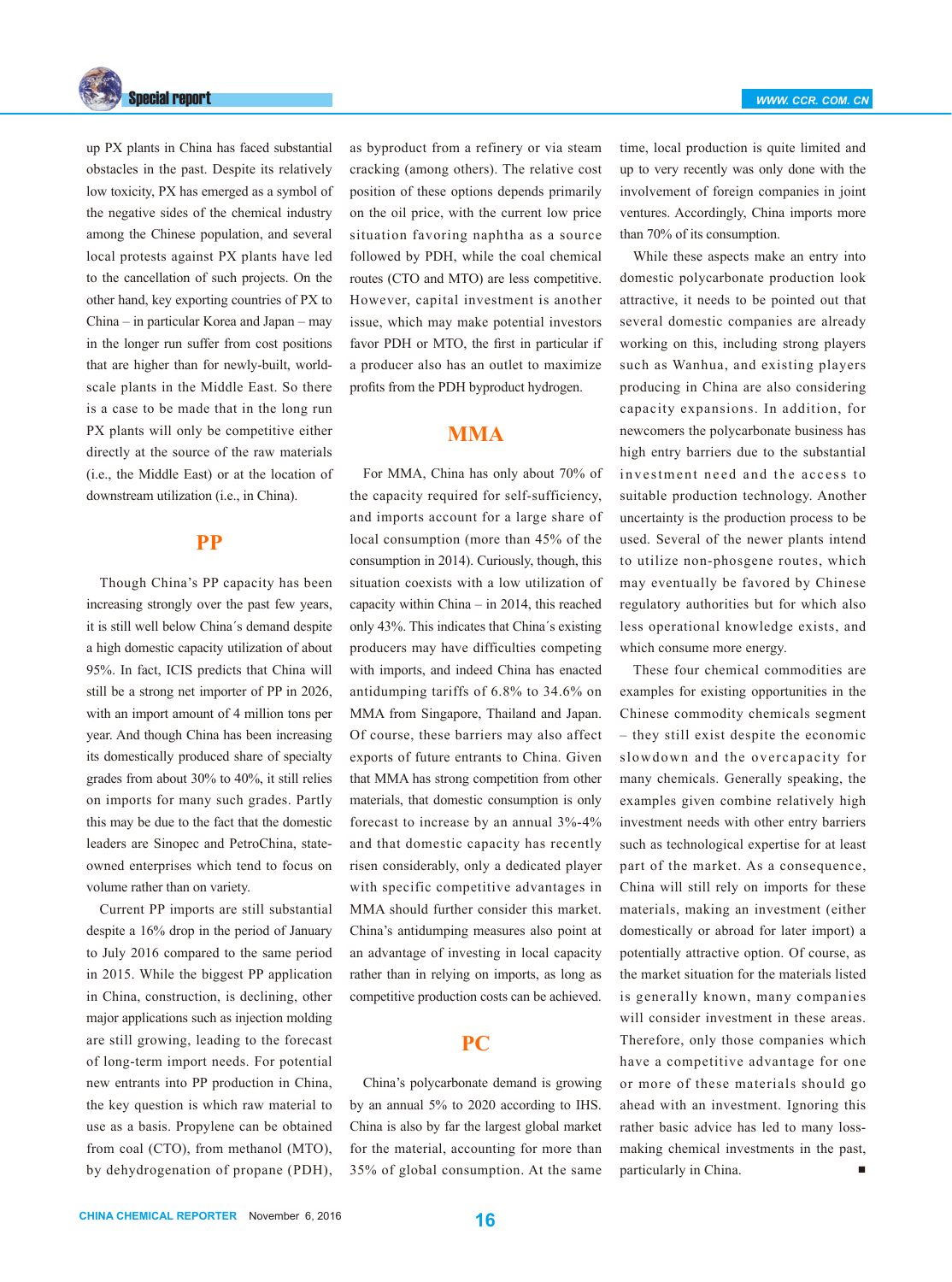up PX plants in China has faced substantial obstacles in the past. Despite its relatively low toxicity, PX has emerged as a symbol of the negative sides of the chemical industry among the Chinese population, and several local protests against PX plants have led to the cancellation of such projects. On the other hand, key exporting countries of PX to China – in particular Korea and Japan – may in the longer run suffer from cost positions that are higher than for newly-built, world-scale plants in the Middle East. So there is a case to be made that in the long run PX plants will only be competitive either directly at the source of the raw materials (i.e., the Middle East) or at the location of downstream utilization (i.e., in China).

## PP

Though China's PP capacity has been increasing strongly over the past few years, it is still well below China´s demand despite a high domestic capacity utilization of about 95%. In fact, ICIS predicts that China will still be a strong net importer of PP in 2026, with an import amount of 4 million tons per year. And though China has been increasing its domestically produced share of specialty grades from about 30% to 40%, it still relies on imports for many such grades. Partly this may be due to the fact that the domestic leaders are Sinopec and PetroChina, state-owned enterprises which tend to focus on volume rather than on variety.

Current PP imports are still substantial despite a 16% drop in the period of January to July 2016 compared to the same period in 2015. While the biggest PP application in China, construction, is declining, other major applications such as injection molding are still growing, leading to the forecast of long-term import needs. For potential new entrants into PP production in China, the key question is which raw material to use as a basis. Propylene can be obtained from coal (CTO), from methanol (MTO), by dehydrogenation of propane (PDH), as byproduct from a refinery or via steam cracking (among others). The relative cost position of these options depends primarily on the oil price, with the current low price situation favoring naphtha as a source followed by PDH, while the coal chemical routes (CTO and MTO) are less competitive. However, capital investment is another issue, which may make potential investors favor PDH or MTO, the first in particular if a producer also has an outlet to maximize profits from the PDH byproduct hydrogen.

## MMA

For MMA, China has only about 70% of the capacity required for self-sufficiency, and imports account for a large share of local consumption (more than 45% of the consumption in 2014). Curiously, though, this situation coexists with a low utilization of capacity within China – in 2014, this reached only 43%. This indicates that China´s existing producers may have difficulties competing with imports, and indeed China has enacted antidumping tariffs of 6.8% to 34.6% on MMA from Singapore, Thailand and Japan. Of course, these barriers may also affect exports of future entrants to China. Given that MMA has strong competition from other materials, that domestic consumption is only forecast to increase by an annual 3%-4% and that domestic capacity has recently risen considerably, only a dedicated player with specific competitive advantages in MMA should further consider this market. China's antidumping measures also point at an advantage of investing in local capacity rather than in relying on imports, as long as competitive production costs can be achieved.

## PC

China's polycarbonate demand is growing by an annual 5% to 2020 according to IHS. China is also by far the largest global market for the material, accounting for more than 35% of global consumption. At the same time, local production is quite limited and up to very recently was only done with the involvement of foreign companies in joint ventures. Accordingly, China imports more than 70% of its consumption.

While these aspects make an entry into domestic polycarbonate production look attractive, it needs to be pointed out that several domestic companies are already working on this, including strong players such as Wanhua, and existing players producing in China are also considering capacity expansions. In addition, for newcomers the polycarbonate business has high entry barriers due to the substantial investment need and the access to suitable production technology. Another uncertainty is the production process to be used. Several of the newer plants intend to utilize non-phosgene routes, which may eventually be favored by Chinese regulatory authorities but for which also less operational knowledge exists, and which consume more energy.

These four chemical commodities are examples for existing opportunities in the Chinese commodity chemicals segment – they still exist despite the economic slowdown and the overcapacity for many chemicals. Generally speaking, the examples given combine relatively high investment needs with other entry barriers such as technological expertise for at least part of the market. As a consequence, China will still rely on imports for these materials, making an investment (either domestically or abroad for later import) a potentially attractive option. Of course, as the market situation for the materials listed is generally known, many companies will consider investment in these areas. Therefore, only those companies which have a competitive advantage for one or more of these materials should go ahead with an investment. Ignoring this rather basic advice has led to many loss-making chemical investments in the past, particularly in China. ■